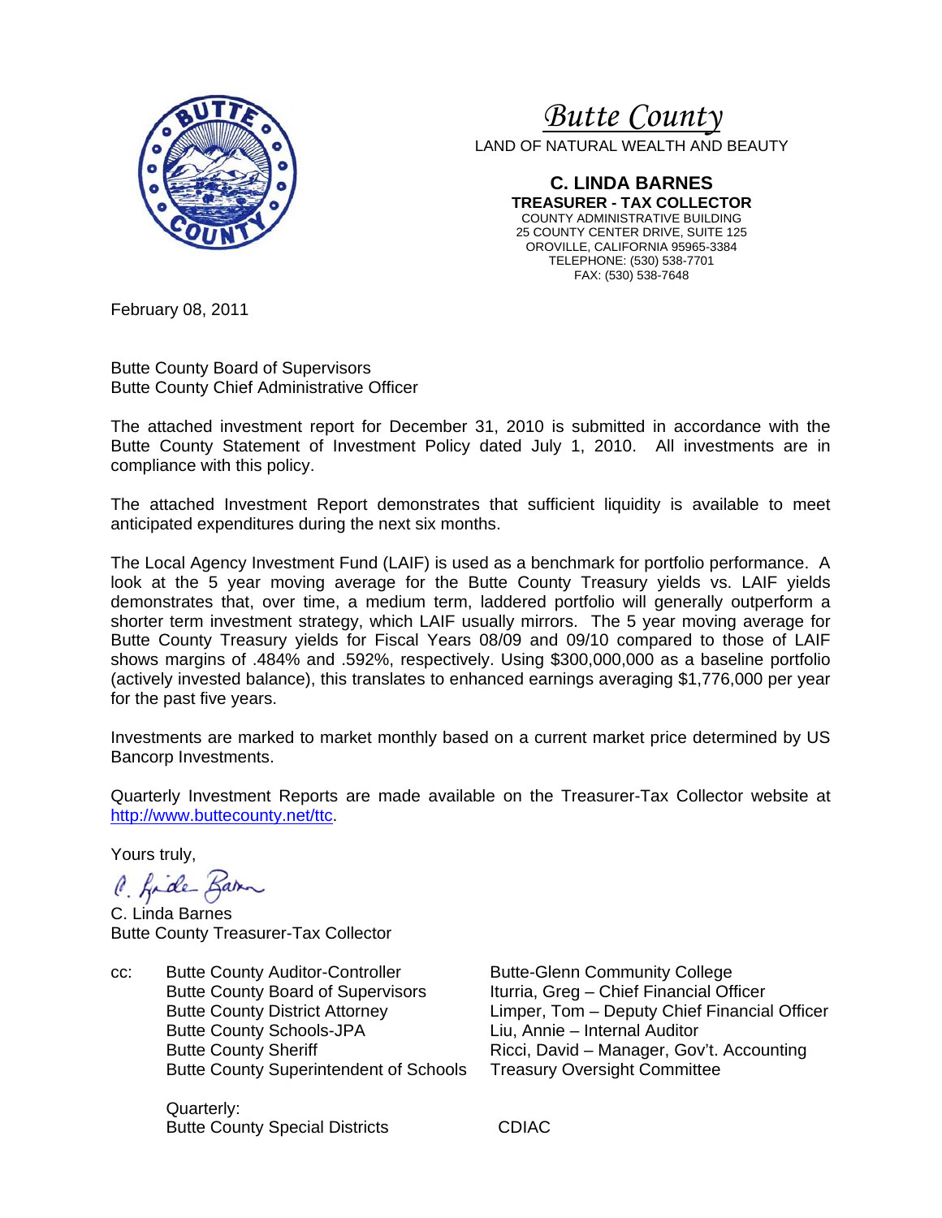# *Butte County*

LAND OF NATURAL WEALTH AND BEAUTY

**C. LINDA BARNES**
**TREASURER - TAX COLLECTOR**
COUNTY ADMINISTRATIVE BUILDING
25 COUNTY CENTER DRIVE, SUITE 125
OROVILLE, CALIFORNIA 95965-3384
TELEPHONE: (530) 538-7701
FAX: (530) 538-7648

February 08, 2011

Butte County Board of Supervisors
Butte County Chief Administrative Officer

The attached investment report for December 31, 2010 is submitted in accordance with the Butte County Statement of Investment Policy dated July 1, 2010. All investments are in compliance with this policy.

The attached Investment Report demonstrates that sufficient liquidity is available to meet anticipated expenditures during the next six months.

The Local Agency Investment Fund (LAIF) is used as a benchmark for portfolio performance. A look at the 5 year moving average for the Butte County Treasury yields vs. LAIF yields demonstrates that, over time, a medium term, laddered portfolio will generally outperform a shorter term investment strategy, which LAIF usually mirrors. The 5 year moving average for Butte County Treasury yields for Fiscal Years 08/09 and 09/10 compared to those of LAIF shows margins of .484% and .592%, respectively. Using $300,000,000 as a baseline portfolio (actively invested balance), this translates to enhanced earnings averaging $1,776,000 per year for the past five years.

Investments are marked to market monthly based on a current market price determined by US Bancorp Investments.

Quarterly Investment Reports are made available on the Treasurer-Tax Collector website at http://www.buttecounty.net/ttc.

Yours truly,

C. Linda Barnes
Butte County Treasurer-Tax Collector

cc:
- Butte County Auditor-Controller
- Butte County Board of Supervisors
- Butte County District Attorney
- Butte County Schools-JPA
- Butte County Sheriff
- Butte County Superintendent of Schools
- Butte-Glenn Community College
- Iturria, Greg – Chief Financial Officer
- Limper, Tom – Deputy Chief Financial Officer
- Liu, Annie – Internal Auditor
- Ricci, David – Manager, Gov't. Accounting
- Treasury Oversight Committee

Quarterly:
- Butte County Special Districts
- CDIAC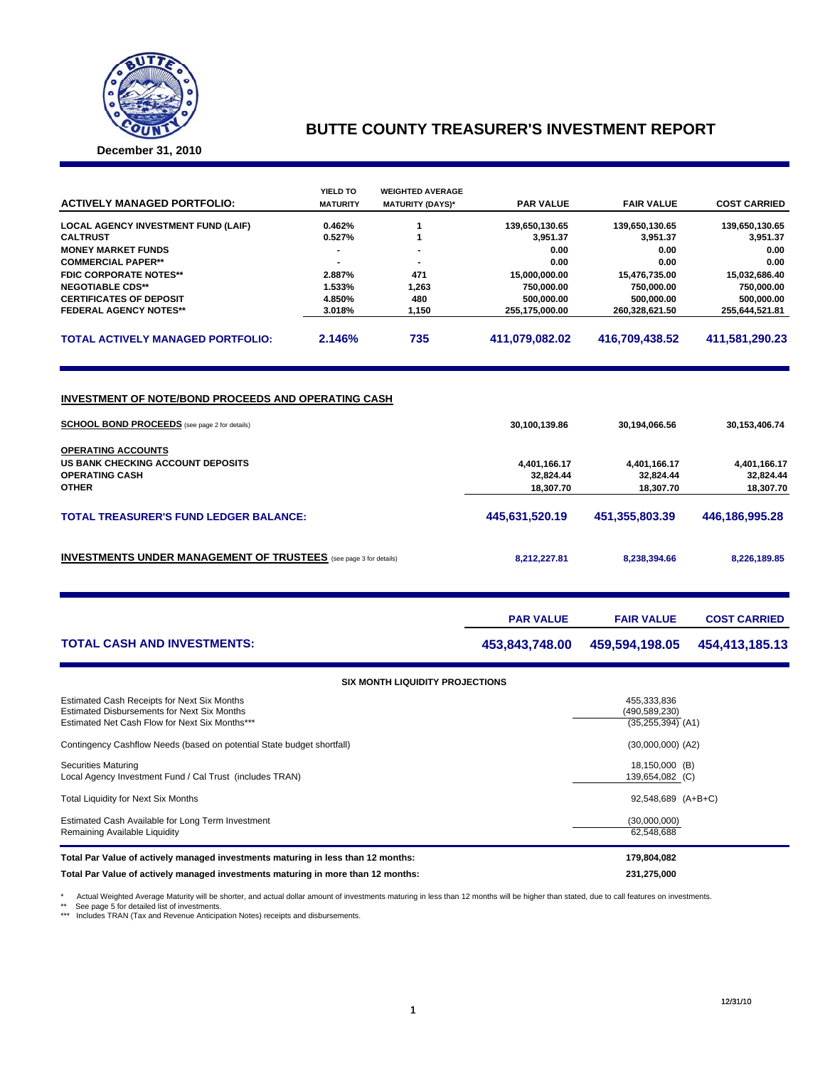# BUTTE COUNTY TREASURER'S INVESTMENT REPORT

**December 31, 2010**

| ACTIVELY MANAGED PORTFOLIO: | YIELD TO MATURITY | WEIGHTED AVERAGE MATURITY (DAYS)* | PAR VALUE | FAIR VALUE | COST CARRIED |
|---|---|---|---|---|---|
| LOCAL AGENCY INVESTMENT FUND (LAIF) | 0.462% | 1 | 139,650,130.65 | 139,650,130.65 | 139,650,130.65 |
| CALTRUST | 0.527% | 1 | 3,951.37 | 3,951.37 | 3,951.37 |
| MONEY MARKET FUNDS | - | - | 0.00 | 0.00 | 0.00 |
| COMMERCIAL PAPER** | - | - | 0.00 | 0.00 | 0.00 |
| FDIC CORPORATE NOTES** | 2.887% | 471 | 15,000,000.00 | 15,476,735.00 | 15,032,686.40 |
| NEGOTIABLE CDS** | 1.533% | 1,263 | 750,000.00 | 750,000.00 | 750,000.00 |
| CERTIFICATES OF DEPOSIT | 4.850% | 480 | 500,000.00 | 500,000.00 | 500,000.00 |
| FEDERAL AGENCY NOTES** | 3.018% | 1,150 | 255,175,000.00 | 260,328,621.50 | 255,644,521.81 |
| **TOTAL ACTIVELY MANAGED PORTFOLIO:** | **2.146%** | **735** | **411,079,082.02** | **416,709,438.52** | **411,581,290.23** |

## INVESTMENT OF NOTE/BOND PROCEEDS AND OPERATING CASH

| | PAR VALUE | FAIR VALUE | COST CARRIED |
|---|---|---|---|
| **SCHOOL BOND PROCEEDS** (see page 2 for details) | 30,100,139.86 | 30,194,066.56 | 30,153,406.74 |
| **OPERATING ACCOUNTS** | | | |
| US BANK CHECKING ACCOUNT DEPOSITS | 4,401,166.17 | 4,401,166.17 | 4,401,166.17 |
| OPERATING CASH | 32,824.44 | 32,824.44 | 32,824.44 |
| OTHER | 18,307.70 | 18,307.70 | 18,307.70 |
| **TOTAL TREASURER'S FUND LEDGER BALANCE:** | **445,631,520.19** | **451,355,803.39** | **446,186,995.28** |
| **INVESTMENTS UNDER MANAGEMENT OF TRUSTEES** (see page 3 for details) | 8,212,227.81 | 8,238,394.66 | 8,226,189.85 |

| | PAR VALUE | FAIR VALUE | COST CARRIED |
|---|---|---|---|
| **TOTAL CASH AND INVESTMENTS:** | **453,843,748.00** | **459,594,198.05** | **454,413,185.13** |

### SIX MONTH LIQUIDITY PROJECTIONS

| | | |
|---|---|---|
| Estimated Cash Receipts for Next Six Months | 455,333,836 | |
| Estimated Disbursements for Next Six Months | (490,589,230) | |
| Estimated Net Cash Flow for Next Six Months*** | (35,255,394) | (A1) |
| Contingency Cashflow Needs (based on potential State budget shortfall) | (30,000,000) | (A2) |
| Securities Maturing | 18,150,000 | (B) |
| Local Agency Investment Fund / Cal Trust (includes TRAN) | 139,654,082 | (C) |
| Total Liquidity for Next Six Months | 92,548,689 | (A+B+C) |
| Estimated Cash Available for Long Term Investment | (30,000,000) | |
| Remaining Available Liquidity | 62,548,688 | |

| | |
|---|---|
| **Total Par Value of actively managed investments maturing in less than 12 months:** | **179,804,082** |
| **Total Par Value of actively managed investments maturing in more than 12 months:** | **231,275,000** |

\* Actual Weighted Average Maturity will be shorter, and actual dollar amount of investments maturing in less than 12 months will be higher than stated, due to call features on investments.

** See page 5 for detailed list of investments.

*** Includes TRAN (Tax and Revenue Anticipation Notes) receipts and disbursements.

12/31/10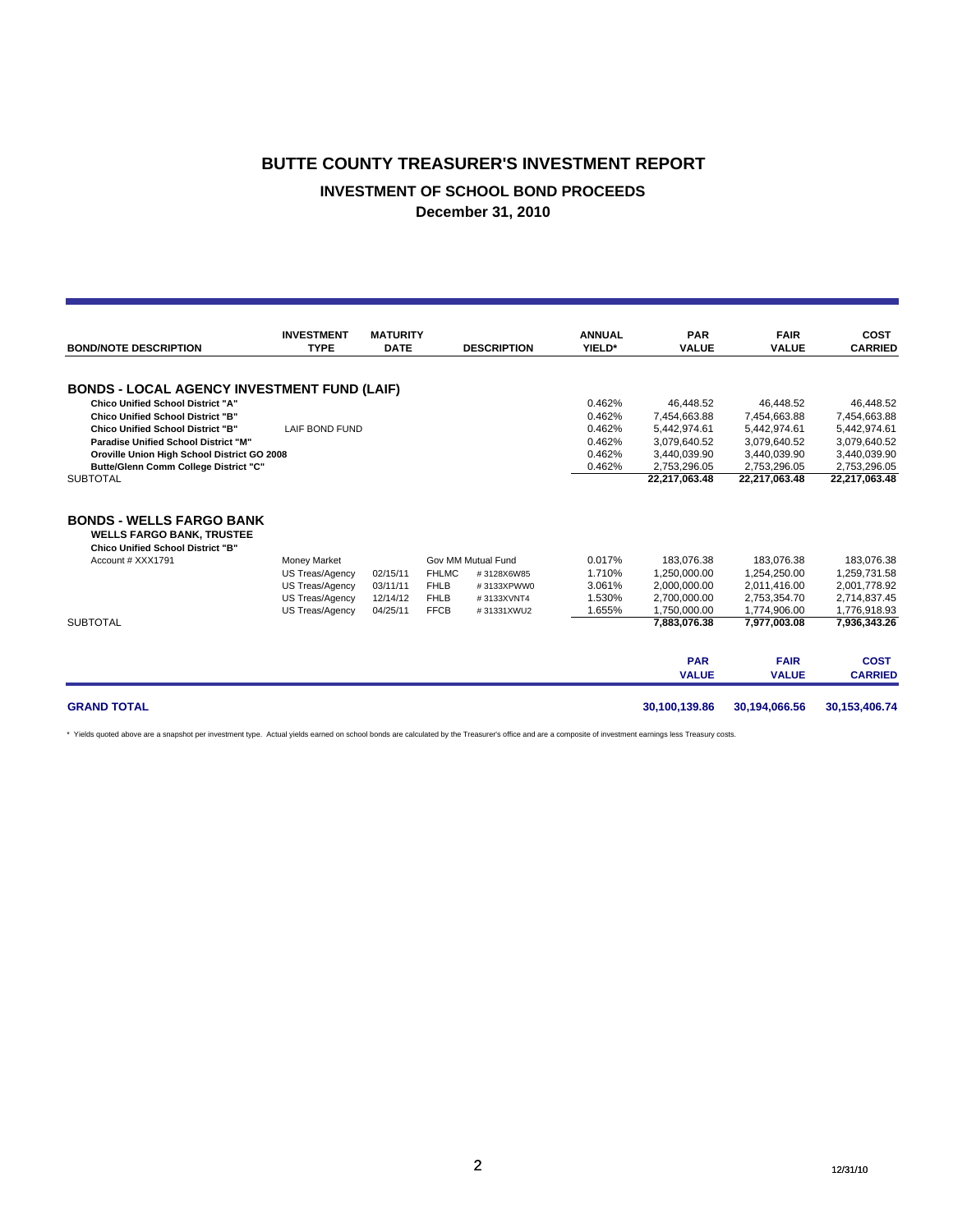# BUTTE COUNTY TREASURER'S INVESTMENT REPORT

## INVESTMENT OF SCHOOL BOND PROCEEDS

### December 31, 2010

| BOND/NOTE DESCRIPTION | INVESTMENT TYPE | MATURITY DATE | DESCRIPTION | | ANNUAL YIELD* | PAR VALUE | FAIR VALUE | COST CARRIED |
|---|---|---|---|---|---|---|---|---|
| **BONDS - LOCAL AGENCY INVESTMENT FUND (LAIF)** | | | | | | | | |
| **Chico Unified School District "A"** | | | | | 0.462% | 46,448.52 | 46,448.52 | 46,448.52 |
| **Chico Unified School District "B"** | | | | | 0.462% | 7,454,663.88 | 7,454,663.88 | 7,454,663.88 |
| **Chico Unified School District "B"** | LAIF BOND FUND | | | | 0.462% | 5,442,974.61 | 5,442,974.61 | 5,442,974.61 |
| **Paradise Unified School District "M"** | | | | | 0.462% | 3,079,640.52 | 3,079,640.52 | 3,079,640.52 |
| **Oroville Union High School District GO 2008** | | | | | 0.462% | 3,440,039.90 | 3,440,039.90 | 3,440,039.90 |
| **Butte/Glenn Comm College District "C"** | | | | | 0.462% | 2,753,296.05 | 2,753,296.05 | 2,753,296.05 |
| SUBTOTAL | | | | | | **22,217,063.48** | **22,217,063.48** | **22,217,063.48** |
| **BONDS - WELLS FARGO BANK** | | | | | | | | |
| **WELLS FARGO BANK, TRUSTEE** | | | | | | | | |
| **Chico Unified School District "B"** | | | | | | | | |
| Account # XXX1791 | Money Market | | Gov MM Mutual Fund | | 0.017% | 183,076.38 | 183,076.38 | 183,076.38 |
| | US Treas/Agency | 02/15/11 | FHLMC | # 3128X6W85 | 1.710% | 1,250,000.00 | 1,254,250.00 | 1,259,731.58 |
| | US Treas/Agency | 03/11/11 | FHLB | # 3133XPWW0 | 3.061% | 2,000,000.00 | 2,011,416.00 | 2,001,778.92 |
| | US Treas/Agency | 12/14/12 | FHLB | # 3133XVNT4 | 1.530% | 2,700,000.00 | 2,753,354.70 | 2,714,837.45 |
| | US Treas/Agency | 04/25/11 | FFCB | # 31331XWU2 | 1.655% | 1,750,000.00 | 1,774,906.00 | 1,776,918.93 |
| SUBTOTAL | | | | | | **7,883,076.38** | **7,977,003.08** | **7,936,343.26** |
| | | | | | | **PAR VALUE** | **FAIR VALUE** | **COST CARRIED** |
| **GRAND TOTAL** | | | | | | **30,100,139.86** | **30,194,066.56** | **30,153,406.74** |

\* Yields quoted above are a snapshot per investment type. Actual yields earned on school bonds are calculated by the Treasurer's office and are a composite of investment earnings less Treasury costs.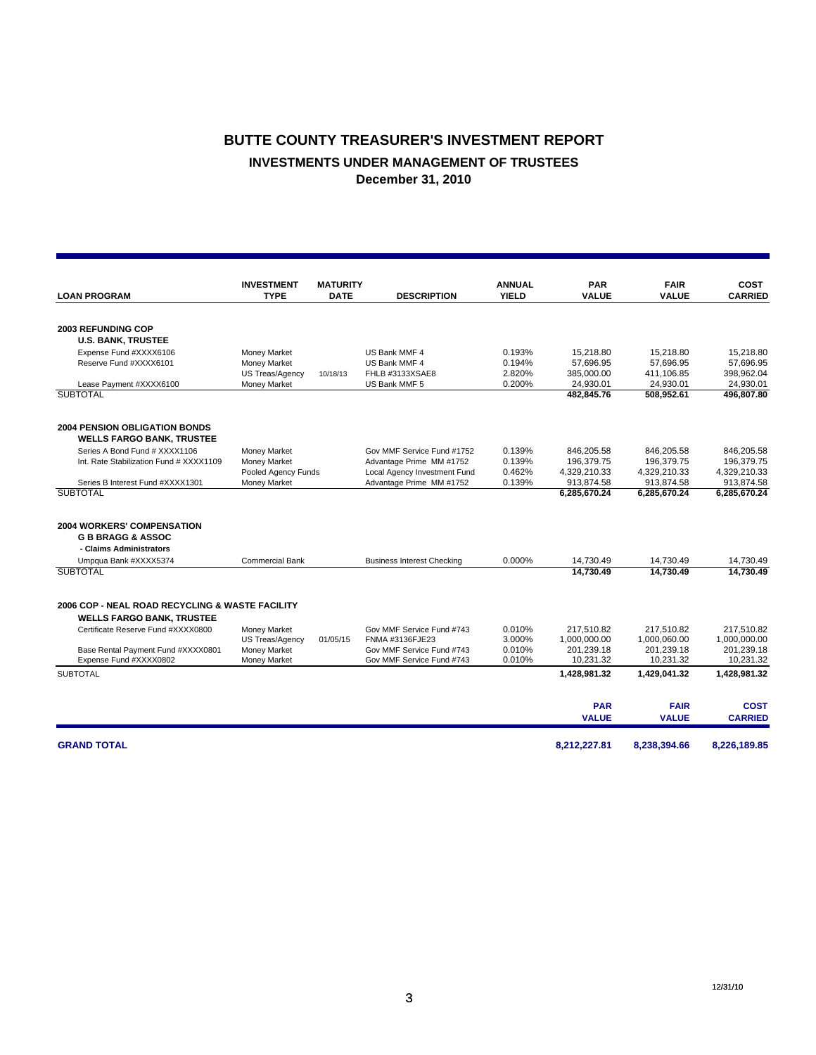# BUTTE COUNTY TREASURER'S INVESTMENT REPORT

## INVESTMENTS UNDER MANAGEMENT OF TRUSTEES

### December 31, 2010

| LOAN PROGRAM | INVESTMENT TYPE | MATURITY DATE | DESCRIPTION | ANNUAL YIELD | PAR VALUE | FAIR VALUE | COST CARRIED |
|---|---|---|---|---|---|---|---|
| **2003 REFUNDING COP** | | | | | | | |
| **U.S. BANK, TRUSTEE** | | | | | | | |
| Expense Fund #XXXX6106 | Money Market | | US Bank MMF 4 | 0.193% | 15,218.80 | 15,218.80 | 15,218.80 |
| Reserve Fund #XXXX6101 | Money Market | | US Bank MMF 4 | 0.194% | 57,696.95 | 57,696.95 | 57,696.95 |
| | US Treas/Agency | 10/18/13 | FHLB #3133XSAE8 | 2.820% | 385,000.00 | 411,106.85 | 398,962.04 |
| Lease Payment #XXXX6100 | Money Market | | US Bank MMF 5 | 0.200% | 24,930.01 | 24,930.01 | 24,930.01 |
| SUBTOTAL | | | | | **482,845.76** | **508,952.61** | **496,807.80** |
| **2004 PENSION OBLIGATION BONDS** | | | | | | | |
| **WELLS FARGO BANK, TRUSTEE** | | | | | | | |
| Series A Bond Fund # XXXX1106 | Money Market | | Gov MMF Service Fund #1752 | 0.139% | 846,205.58 | 846,205.58 | 846,205.58 |
| Int. Rate Stabilization Fund # XXXX1109 | Money Market | | Advantage Prime MM #1752 | 0.139% | 196,379.75 | 196,379.75 | 196,379.75 |
| | Pooled Agency Funds | | Local Agency Investment Fund | 0.462% | 4,329,210.33 | 4,329,210.33 | 4,329,210.33 |
| Series B Interest Fund #XXXX1301 | Money Market | | Advantage Prime MM #1752 | 0.139% | 913,874.58 | 913,874.58 | 913,874.58 |
| SUBTOTAL | | | | | **6,285,670.24** | **6,285,670.24** | **6,285,670.24** |
| **2004 WORKERS' COMPENSATION** | | | | | | | |
| **G B BRAGG & ASSOC** | | | | | | | |
| **- Claims Administrators** | | | | | | | |
| Umpqua Bank #XXXX5374 | Commercial Bank | | Business Interest Checking | 0.000% | 14,730.49 | 14,730.49 | 14,730.49 |
| SUBTOTAL | | | | | **14,730.49** | **14,730.49** | **14,730.49** |
| **2006 COP - NEAL ROAD RECYCLING & WASTE FACILITY** | | | | | | | |
| **WELLS FARGO BANK, TRUSTEE** | | | | | | | |
| Certificate Reserve Fund #XXXX0800 | Money Market | | Gov MMF Service Fund #743 | 0.010% | 217,510.82 | 217,510.82 | 217,510.82 |
| | US Treas/Agency | 01/05/15 | FNMA #3136FJE23 | 3.000% | 1,000,000.00 | 1,000,060.00 | 1,000,000.00 |
| Base Rental Payment Fund #XXXX0801 | Money Market | | Gov MMF Service Fund #743 | 0.010% | 201,239.18 | 201,239.18 | 201,239.18 |
| Expense Fund #XXXX0802 | Money Market | | Gov MMF Service Fund #743 | 0.010% | 10,231.32 | 10,231.32 | 10,231.32 |
| SUBTOTAL | | | | | **1,428,981.32** | **1,429,041.32** | **1,428,981.32** |
| | | | | | **PAR VALUE** | **FAIR VALUE** | **COST CARRIED** |
| **GRAND TOTAL** | | | | | **8,212,227.81** | **8,238,394.66** | **8,226,189.85** |

12/31/10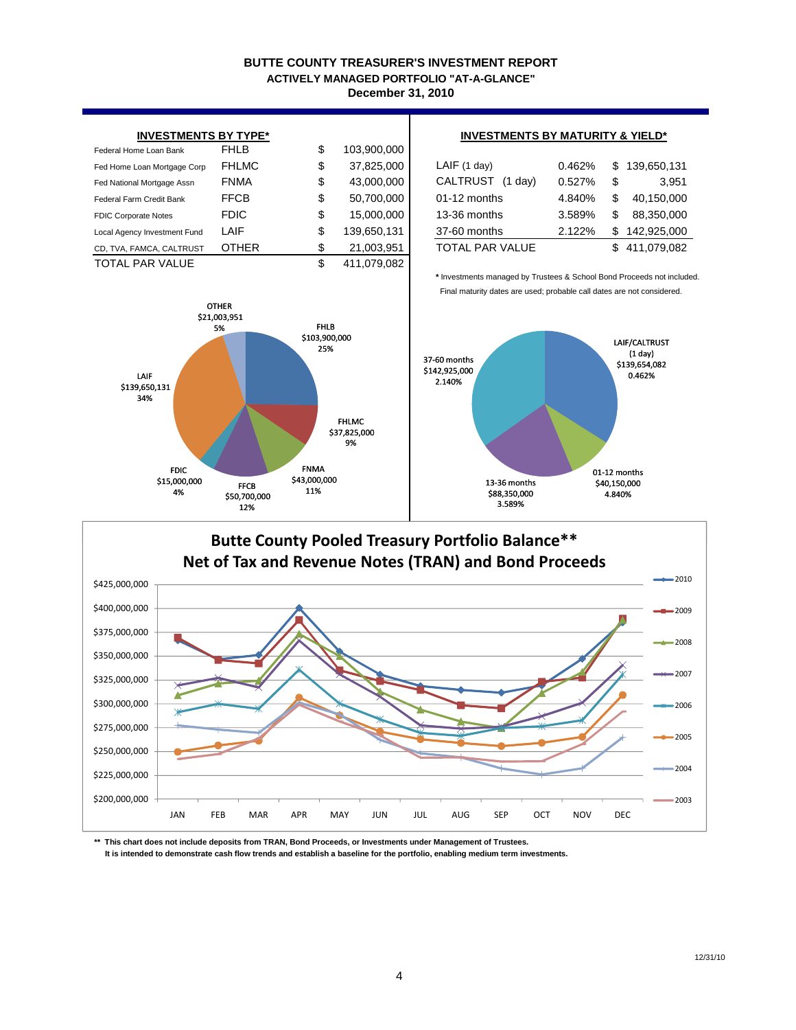# BUTTE COUNTY TREASURER'S INVESTMENT REPORT

## ACTIVELY MANAGED PORTFOLIO "AT-A-GLANCE"

### December 31, 2010

**INVESTMENTS BY TYPE***

| | | | |
|---|---|---|---|
| Federal Home Loan Bank | FHLB | $ | 103,900,000 |
| Fed Home Loan Mortgage Corp | FHLMC | $ | 37,825,000 |
| Fed National Mortgage Assn | FNMA | $ | 43,000,000 |
| Federal Farm Credit Bank | FFCB | $ | 50,700,000 |
| FDIC Corporate Notes | FDIC | $ | 15,000,000 |
| Local Agency Investment Fund | LAIF | $ | 139,650,131 |
| CD, TVA, FAMCA, CALTRUST | OTHER | $ | 21,003,951 |
| TOTAL PAR VALUE | | $ | 411,079,082 |

**INVESTMENTS BY MATURITY & YIELD***

| | | |
|---|---|---|
| LAIF (1 day) | 0.462% | $ 139,650,131 |
| CALTRUST (1 day) | 0.527% | $ 3,951 |
| 01-12 months | 4.840% | $ 40,150,000 |
| 13-36 months | 3.589% | $ 88,350,000 |
| 37-60 months | 2.122% | $ 142,925,000 |
| TOTAL PAR VALUE | | $ 411,079,082 |

\* Investments managed by Trustees & School Bond Proceeds not included.
Final maturity dates are used; probable call dates are not considered.

OTHER $21,003,951 5%; FHLB $103,900,000 25%; FHLMC $37,825,000 9%; FNMA $43,000,000 11%; FFCB $50,700,000 12%; FDIC $15,000,000 4%; LAIF $139,650,131 34%

LAIF/CALTRUST (1 day) $139,654,082 0.462%; 01-12 months $40,150,000 4.840%; 13-36 months $88,350,000 3.589%; 37-60 months $142,925,000 2.140%

**Butte County Pooled Treasury Portfolio Balance\*\***
**Net of Tax and Revenue Notes (TRAN) and Bond Proceeds**

\*\* This chart does not include deposits from TRAN, Bond Proceeds, or Investments under Management of Trustees.
It is intended to demonstrate cash flow trends and establish a baseline for the portfolio, enabling medium term investments.

12/31/10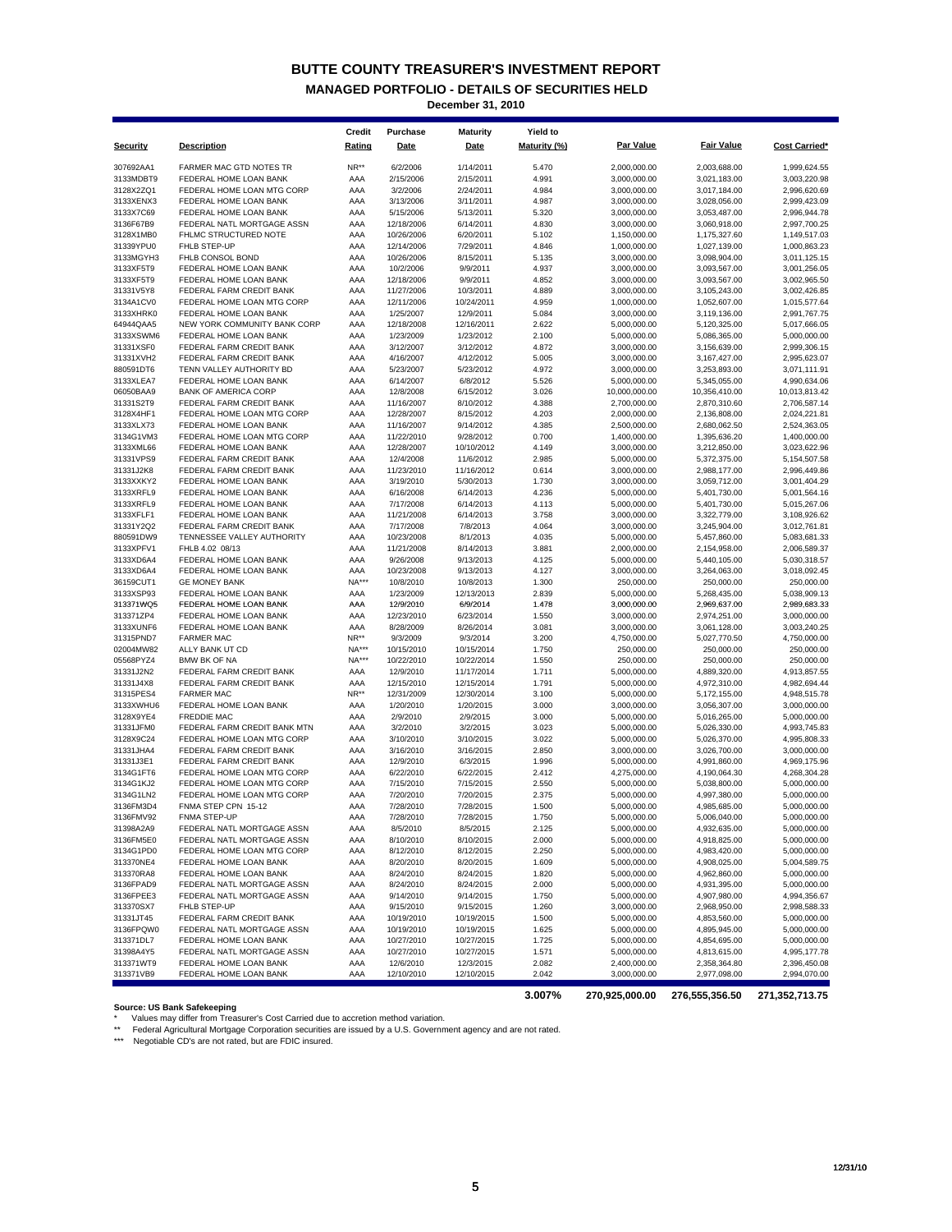# BUTTE COUNTY TREASURER'S INVESTMENT REPORT

## MANAGED PORTFOLIO - DETAILS OF SECURITIES HELD

**December 31, 2010**

| Security | Description | Credit Rating | Purchase Date | Maturity Date | Yield to Maturity (%) | Par Value | Fair Value | Cost Carried* |
|---|---|---|---|---|---|---|---|---|
| 307692AA1 | FARMER MAC GTD NOTES TR | NR** | 6/2/2006 | 1/14/2011 | 5.470 | 2,000,000.00 | 2,003,688.00 | 1,999,624.55 |
| 3133MDBT9 | FEDERAL HOME LOAN BANK | AAA | 2/15/2006 | 2/15/2011 | 4.991 | 3,000,000.00 | 3,021,183.00 | 3,003,220.98 |
| 3128X2ZQ1 | FEDERAL HOME LOAN MTG CORP | AAA | 3/2/2006 | 2/24/2011 | 4.984 | 3,000,000.00 | 3,017,184.00 | 2,996,620.69 |
| 3133XENX3 | FEDERAL HOME LOAN BANK | AAA | 3/13/2006 | 3/11/2011 | 4.987 | 3,000,000.00 | 3,028,056.00 | 2,999,423.09 |
| 3133X7C69 | FEDERAL HOME LOAN BANK | AAA | 5/15/2006 | 5/13/2011 | 5.320 | 3,000,000.00 | 3,053,487.00 | 2,996,944.78 |
| 3136F67B9 | FEDERAL NATL MORTGAGE ASSN | AAA | 12/18/2006 | 6/14/2011 | 4.830 | 3,000,000.00 | 3,060,918.00 | 2,997,700.25 |
| 3128X1MB0 | FHLMC STRUCTURED NOTE | AAA | 10/26/2006 | 6/20/2011 | 5.102 | 1,150,000.00 | 1,175,327.60 | 1,149,517.03 |
| 31339YPU0 | FHLB STEP-UP | AAA | 12/14/2006 | 7/29/2011 | 4.846 | 1,000,000.00 | 1,027,139.00 | 1,000,863.23 |
| 3133MGYH3 | FHLB CONSOL BOND | AAA | 10/26/2006 | 8/15/2011 | 5.135 | 3,000,000.00 | 3,098,904.00 | 3,011,125.15 |
| 3133XF5T9 | FEDERAL HOME LOAN BANK | AAA | 10/2/2006 | 9/9/2011 | 4.937 | 3,000,000.00 | 3,093,567.00 | 3,001,256.05 |
| 3133XF5T9 | FEDERAL HOME LOAN BANK | AAA | 12/18/2006 | 9/9/2011 | 4.852 | 3,000,000.00 | 3,093,567.00 | 3,002,965.50 |
| 31331V5Y8 | FEDERAL FARM CREDIT BANK | AAA | 11/27/2006 | 10/3/2011 | 4.889 | 3,000,000.00 | 3,105,243.00 | 3,002,426.85 |
| 3134A1CV0 | FEDERAL HOME LOAN MTG CORP | AAA | 12/11/2006 | 10/24/2011 | 4.959 | 1,000,000.00 | 1,052,607.00 | 1,015,577.64 |
| 3133XHRK0 | FEDERAL HOME LOAN BANK | AAA | 1/25/2007 | 12/9/2011 | 5.084 | 3,000,000.00 | 3,119,136.00 | 2,991,767.75 |
| 64944QAA5 | NEW YORK COMMUNITY BANK CORP | AAA | 12/18/2008 | 12/16/2011 | 2.622 | 5,000,000.00 | 5,120,325.00 | 5,017,666.05 |
| 3133XSWM6 | FEDERAL HOME LOAN BANK | AAA | 1/23/2009 | 1/23/2012 | 2.100 | 5,000,000.00 | 5,086,365.00 | 5,000,000.00 |
| 31331XSF0 | FEDERAL FARM CREDIT BANK | AAA | 3/12/2007 | 3/12/2012 | 4.872 | 3,000,000.00 | 3,156,639.00 | 2,999,306.15 |
| 31331XVH2 | FEDERAL FARM CREDIT BANK | AAA | 4/16/2007 | 4/12/2012 | 5.005 | 3,000,000.00 | 3,167,427.00 | 2,995,623.07 |
| 880591DT6 | TENN VALLEY AUTHORITY BD | AAA | 5/23/2007 | 5/23/2012 | 4.972 | 3,000,000.00 | 3,253,893.00 | 3,071,111.91 |
| 3133XLEA7 | FEDERAL HOME LOAN BANK | AAA | 6/14/2007 | 6/8/2012 | 5.526 | 5,000,000.00 | 5,345,055.00 | 4,990,634.06 |
| 06050BAA9 | BANK OF AMERICA CORP | AAA | 12/8/2008 | 6/15/2012 | 3.026 | 10,000,000.00 | 10,356,410.00 | 10,013,813.42 |
| 31331S2T9 | FEDERAL FARM CREDIT BANK | AAA | 11/16/2007 | 8/10/2012 | 4.388 | 2,700,000.00 | 2,870,310.60 | 2,706,587.14 |
| 3128X4HF1 | FEDERAL HOME LOAN MTG CORP | AAA | 12/28/2007 | 8/15/2012 | 4.203 | 2,000,000.00 | 2,136,808.00 | 2,024,221.81 |
| 3133XLX73 | FEDERAL HOME LOAN BANK | AAA | 11/16/2007 | 9/14/2012 | 4.385 | 2,500,000.00 | 2,680,062.50 | 2,524,363.05 |
| 3134G1VM3 | FEDERAL HOME LOAN MTG CORP | AAA | 11/22/2010 | 9/28/2012 | 0.700 | 1,400,000.00 | 1,395,636.20 | 1,400,000.00 |
| 3133XML66 | FEDERAL HOME LOAN BANK | AAA | 12/28/2007 | 10/10/2012 | 4.149 | 3,000,000.00 | 3,212,850.00 | 3,023,622.96 |
| 31331VPS9 | FEDERAL FARM CREDIT BANK | AAA | 12/4/2008 | 11/6/2012 | 2.985 | 5,000,000.00 | 5,372,375.00 | 5,154,507.58 |
| 31331J2K8 | FEDERAL FARM CREDIT BANK | AAA | 11/23/2010 | 11/16/2012 | 0.614 | 3,000,000.00 | 2,988,177.00 | 2,996,449.86 |
| 3133XXKY2 | FEDERAL HOME LOAN BANK | AAA | 3/19/2010 | 5/30/2013 | 1.730 | 3,000,000.00 | 3,059,712.00 | 3,001,404.29 |
| 3133XRFL9 | FEDERAL HOME LOAN BANK | AAA | 6/16/2008 | 6/14/2013 | 4.236 | 5,000,000.00 | 5,401,730.00 | 5,001,564.16 |
| 3133XRFL9 | FEDERAL HOME LOAN BANK | AAA | 7/17/2008 | 6/14/2013 | 4.113 | 5,000,000.00 | 5,401,730.00 | 5,015,267.06 |
| 3133XFLF1 | FEDERAL HOME LOAN BANK | AAA | 11/21/2008 | 6/14/2013 | 3.758 | 3,000,000.00 | 3,322,779.00 | 3,108,926.62 |
| 31331Y2Q2 | FEDERAL FARM CREDIT BANK | AAA | 7/17/2008 | 7/8/2013 | 4.064 | 3,000,000.00 | 3,245,904.00 | 3,012,761.81 |
| 880591DW9 | TENNESSEE VALLEY AUTHORITY | AAA | 10/23/2008 | 8/1/2013 | 4.035 | 5,000,000.00 | 5,457,860.00 | 5,083,681.33 |
| 3133XPFV1 | FHLB 4.02 08/13 | AAA | 11/21/2008 | 8/14/2013 | 3.881 | 2,000,000.00 | 2,154,958.00 | 2,006,589.37 |
| 3133XD6A4 | FEDERAL HOME LOAN BANK | AAA | 9/26/2008 | 9/13/2013 | 4.125 | 5,000,000.00 | 5,440,105.00 | 5,030,318.57 |
| 3133XD6A4 | FEDERAL HOME LOAN BANK | AAA | 10/23/2008 | 9/13/2013 | 4.127 | 3,000,000.00 | 3,264,063.00 | 3,018,092.45 |
| 36159CUT1 | GE MONEY BANK | NA*** | 10/8/2010 | 10/8/2013 | 1.300 | 250,000.00 | 250,000.00 | 250,000.00 |
| 3133XSP93 | FEDERAL HOME LOAN BANK | AAA | 1/23/2009 | 12/13/2013 | 2.839 | 5,000,000.00 | 5,268,435.00 | 5,038,909.13 |
| 313371WQ5 | FEDERAL HOME LOAN BANK | AAA | 12/9/2010 | 6/9/2014 | 1.478 | 3,000,000.00 | 2,969,637.00 | 2,989,683.33 |
| 313371ZP4 | FEDERAL HOME LOAN BANK | AAA | 12/23/2010 | 6/23/2014 | 1.550 | 3,000,000.00 | 2,974,251.00 | 3,000,000.00 |
| 3133XUNF6 | FEDERAL HOME LOAN BANK | AAA | 8/28/2009 | 8/26/2014 | 3.081 | 3,000,000.00 | 3,061,128.00 | 3,003,240.25 |
| 31315PND7 | FARMER MAC | NR** | 9/3/2009 | 9/3/2014 | 3.200 | 4,750,000.00 | 5,027,770.50 | 4,750,000.00 |
| 02004MW82 | ALLY BANK UT CD | NA*** | 10/15/2010 | 10/15/2014 | 1.750 | 250,000.00 | 250,000.00 | 250,000.00 |
| 05568PYZ4 | BMW BK OF NA | NA*** | 10/22/2010 | 10/22/2014 | 1.550 | 250,000.00 | 250,000.00 | 250,000.00 |
| 31331J2N2 | FEDERAL FARM CREDIT BANK | AAA | 12/9/2010 | 11/17/2014 | 1.711 | 5,000,000.00 | 4,889,320.00 | 4,913,857.55 |
| 31331J4X8 | FEDERAL FARM CREDIT BANK | AAA | 12/15/2010 | 12/15/2014 | 1.791 | 5,000,000.00 | 4,972,310.00 | 4,982,694.44 |
| 31315PES4 | FARMER MAC | NR** | 12/31/2009 | 12/30/2014 | 3.100 | 5,000,000.00 | 5,172,155.00 | 4,948,515.78 |
| 3133XWHU6 | FEDERAL HOME LOAN BANK | AAA | 1/20/2010 | 1/20/2015 | 3.000 | 3,000,000.00 | 3,056,307.00 | 3,000,000.00 |
| 3128X9YE4 | FREDDIE MAC | AAA | 2/9/2010 | 2/9/2015 | 3.000 | 5,000,000.00 | 5,016,265.00 | 5,000,000.00 |
| 31331JFM0 | FEDERAL FARM CREDIT BANK MTN | AAA | 3/2/2010 | 3/2/2015 | 3.023 | 5,000,000.00 | 5,026,330.00 | 4,993,745.83 |
| 3128X9C24 | FEDERAL HOME LOAN MTG CORP | AAA | 3/10/2010 | 3/10/2015 | 3.022 | 5,000,000.00 | 5,026,370.00 | 4,995,808.33 |
| 31331JHA4 | FEDERAL FARM CREDIT BANK | AAA | 3/16/2010 | 3/16/2015 | 2.850 | 3,000,000.00 | 3,026,700.00 | 3,000,000.00 |
| 31331J3E1 | FEDERAL FARM CREDIT BANK | AAA | 12/9/2010 | 6/3/2015 | 1.996 | 5,000,000.00 | 4,991,860.00 | 4,969,175.96 |
| 3134G1FT6 | FEDERAL HOME LOAN MTG CORP | AAA | 6/22/2010 | 6/22/2015 | 2.412 | 4,275,000.00 | 4,190,064.30 | 4,268,304.28 |
| 3134G1KJ2 | FEDERAL HOME LOAN MTG CORP | AAA | 7/15/2010 | 7/15/2015 | 2.550 | 5,000,000.00 | 5,038,800.00 | 5,000,000.00 |
| 3134G1LN2 | FEDERAL HOME LOAN MTG CORP | AAA | 7/20/2010 | 7/20/2015 | 2.375 | 5,000,000.00 | 4,997,380.00 | 5,000,000.00 |
| 3136FM3D4 | FNMA STEP CPN 15-12 | AAA | 7/28/2010 | 7/28/2015 | 1.500 | 5,000,000.00 | 4,985,685.00 | 5,000,000.00 |
| 3136FMV92 | FNMA STEP-UP | AAA | 7/28/2010 | 7/28/2015 | 1.750 | 5,000,000.00 | 5,006,040.00 | 5,000,000.00 |
| 31398A2A9 | FEDERAL NATL MORTGAGE ASSN | AAA | 8/5/2010 | 8/5/2015 | 2.125 | 5,000,000.00 | 4,932,635.00 | 5,000,000.00 |
| 3136FM5E0 | FEDERAL NATL MORTGAGE ASSN | AAA | 8/10/2010 | 8/10/2015 | 2.000 | 5,000,000.00 | 4,918,825.00 | 5,000,000.00 |
| 3134G1PD0 | FEDERAL HOME LOAN MTG CORP | AAA | 8/12/2010 | 8/12/2015 | 2.250 | 5,000,000.00 | 4,983,420.00 | 5,000,000.00 |
| 313370NE4 | FEDERAL HOME LOAN BANK | AAA | 8/20/2010 | 8/20/2015 | 1.609 | 5,000,000.00 | 4,908,025.00 | 5,004,589.75 |
| 313370RA8 | FEDERAL HOME LOAN BANK | AAA | 8/24/2010 | 8/24/2015 | 1.820 | 5,000,000.00 | 4,962,860.00 | 5,000,000.00 |
| 3136FPAD9 | FEDERAL NATL MORTGAGE ASSN | AAA | 8/24/2010 | 8/24/2015 | 2.000 | 5,000,000.00 | 4,931,395.00 | 5,000,000.00 |
| 3136FPEE3 | FEDERAL NATL MORTGAGE ASSN | AAA | 9/14/2010 | 9/14/2015 | 1.750 | 5,000,000.00 | 4,907,980.00 | 4,994,356.67 |
| 313370SX7 | FHLB STEP-UP | AAA | 9/15/2010 | 9/15/2015 | 1.260 | 3,000,000.00 | 2,968,950.00 | 2,998,588.33 |
| 31331JT45 | FEDERAL FARM CREDIT BANK | AAA | 10/19/2010 | 10/19/2015 | 1.500 | 5,000,000.00 | 4,853,560.00 | 5,000,000.00 |
| 3136FPQW0 | FEDERAL NATL MORTGAGE ASSN | AAA | 10/19/2010 | 10/19/2015 | 1.625 | 5,000,000.00 | 4,895,945.00 | 5,000,000.00 |
| 313371DL7 | FEDERAL HOME LOAN BANK | AAA | 10/27/2010 | 10/27/2015 | 1.725 | 5,000,000.00 | 4,854,695.00 | 5,000,000.00 |
| 31398A4Y5 | FEDERAL NATL MORTGAGE ASSN | AAA | 10/27/2010 | 10/27/2015 | 1.571 | 5,000,000.00 | 4,813,615.00 | 4,995,177.78 |
| 313371WT9 | FEDERAL HOME LOAN BANK | AAA | 12/6/2010 | 12/3/2015 | 2.082 | 2,400,000.00 | 2,358,364.80 | 2,396,450.08 |
| 313371VB9 | FEDERAL HOME LOAN BANK | AAA | 12/10/2010 | 12/10/2015 | 2.042 | 3,000,000.00 | 2,977,098.00 | 2,994,070.00 |
| | | | | | **3.007%** | **270,925,000.00** | **276,555,356.50** | **271,352,713.75** |

**Source: US Bank Safekeeping**

\* Values may differ from Treasurer's Cost Carried due to accretion method variation.

\*\* Federal Agricultural Mortgage Corporation securities are issued by a U.S. Government agency and are not rated.

\*\*\* Negotiable CD's are not rated, but are FDIC insured.